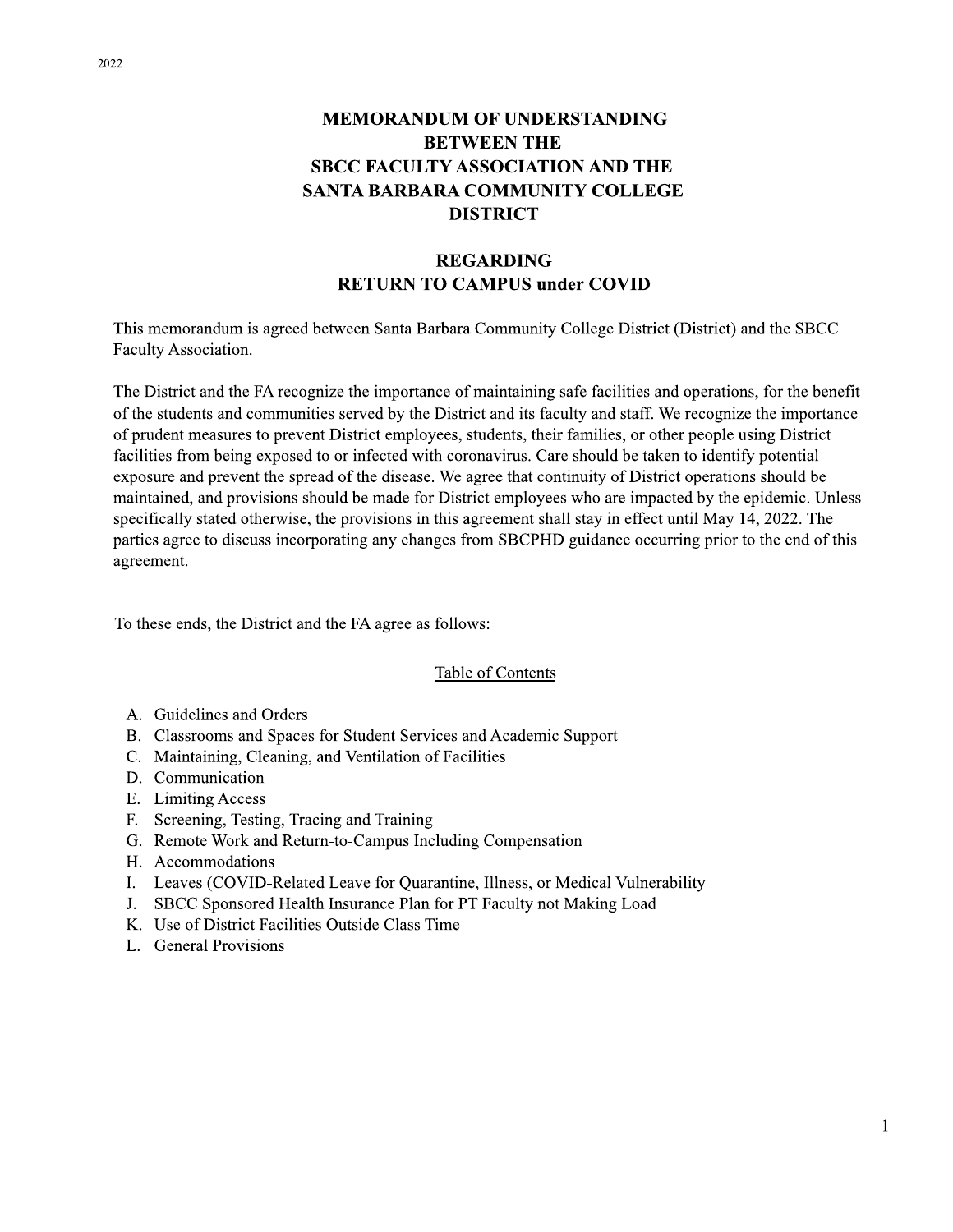2022

# MEMORANDUM OF UNDERSTANDING BETWEEN THE SBCC FACULTY ASSOCIATION AND THE SANTA BARBARA COMMUNITY COLLEGE DISTRICT

## REGARDING RETURN TO CAMPUS under COVID

This memorandum is agreed between Santa Barbara Community College District (District) and the SBCC Faculty Association.

The District and the FA recognize the importance of maintaining safe facilities and operations, for the benefit of the students and communities served by the District and its faculty and staff. We recognize the importance of prudent measures to prevent District employees, students, their families, or other people using District facilities from being exposed to or infected with coronavirus. Care should be taken to identify potential exposure and prevent the spread of the disease. We agree that continuity of District operations should be maintained, and provisions should be made for District employees who are impacted by the epidemic. Unless specifically stated otherwise, the provisions in this agreement shall stay in effect until May 14, 2022. The parties agree to discuss incorporating any changes from SBCPHD guidance occurring prior to the end of this agreement.

To these ends, the District and the FA agree as follows:

Table of Contents

A. Guidelines and Orders
B. Classrooms and Spaces for Student Services and Academic Support
C. Maintaining, Cleaning, and Ventilation of Facilities
D. Communication
E. Limiting Access
F. Screening, Testing, Tracing and Training
G. Remote Work and Return-to-Campus Including Compensation
H. Accommodations
I. Leaves (COVID-Related Leave for Quarantine, Illness, or Medical Vulnerability
J. SBCC Sponsored Health Insurance Plan for PT Faculty not Making Load
K. Use of District Facilities Outside Class Time
L. General Provisions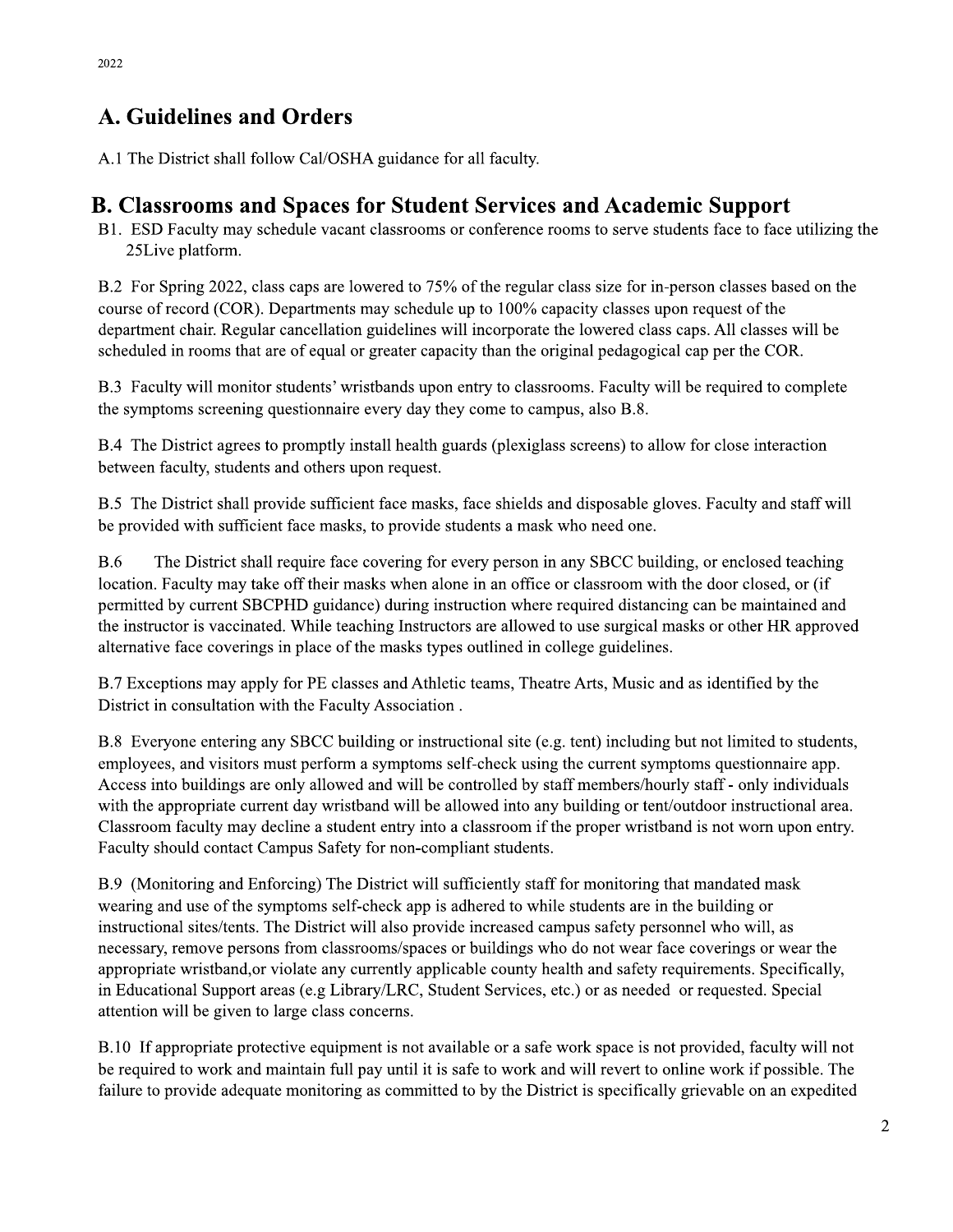## A. Guidelines and Orders

A.1 The District shall follow Cal/OSHA guidance for all faculty.

## B. Classrooms and Spaces for Student Services and Academic Support

B1. ESD Faculty may schedule vacant classrooms or conference rooms to serve students face to face utilizing the 25Live platform.

B.2 For Spring 2022, class caps are lowered to 75% of the regular class size for in-person classes based on the course of record (COR). Departments may schedule up to 100% capacity classes upon request of the department chair. Regular cancellation guidelines will incorporate the lowered class caps. All classes will be scheduled in rooms that are of equal or greater capacity than the original pedagogical cap per the COR.

B.3 Faculty will monitor students' wristbands upon entry to classrooms. Faculty will be required to complete the symptoms screening questionnaire every day they come to campus, also B.8.

B.4 The District agrees to promptly install health guards (plexiglass screens) to allow for close interaction between faculty, students and others upon request.

B.5 The District shall provide sufficient face masks, face shields and disposable gloves. Faculty and staff will be provided with sufficient face masks, to provide students a mask who need one.

B.6 The District shall require face covering for every person in any SBCC building, or enclosed teaching location. Faculty may take off their masks when alone in an office or classroom with the door closed, or (if permitted by current SBCPHD guidance) during instruction where required distancing can be maintained and the instructor is vaccinated. While teaching Instructors are allowed to use surgical masks or other HR approved alternative face coverings in place of the masks types outlined in college guidelines.

B.7 Exceptions may apply for PE classes and Athletic teams, Theatre Arts, Music and as identified by the District in consultation with the Faculty Association .

B.8 Everyone entering any SBCC building or instructional site (e.g. tent) including but not limited to students, employees, and visitors must perform a symptoms self-check using the current symptoms questionnaire app. Access into buildings are only allowed and will be controlled by staff members/hourly staff - only individuals with the appropriate current day wristband will be allowed into any building or tent/outdoor instructional area. Classroom faculty may decline a student entry into a classroom if the proper wristband is not worn upon entry. Faculty should contact Campus Safety for non-compliant students.

B.9 (Monitoring and Enforcing) The District will sufficiently staff for monitoring that mandated mask wearing and use of the symptoms self-check app is adhered to while students are in the building or instructional sites/tents. The District will also provide increased campus safety personnel who will, as necessary, remove persons from classrooms/spaces or buildings who do not wear face coverings or wear the appropriate wristband,or violate any currently applicable county health and safety requirements. Specifically, in Educational Support areas (e.g Library/LRC, Student Services, etc.) or as needed or requested. Special attention will be given to large class concerns.

B.10 If appropriate protective equipment is not available or a safe work space is not provided, faculty will not be required to work and maintain full pay until it is safe to work and will revert to online work if possible. The failure to provide adequate monitoring as committed to by the District is specifically grievable on an expedited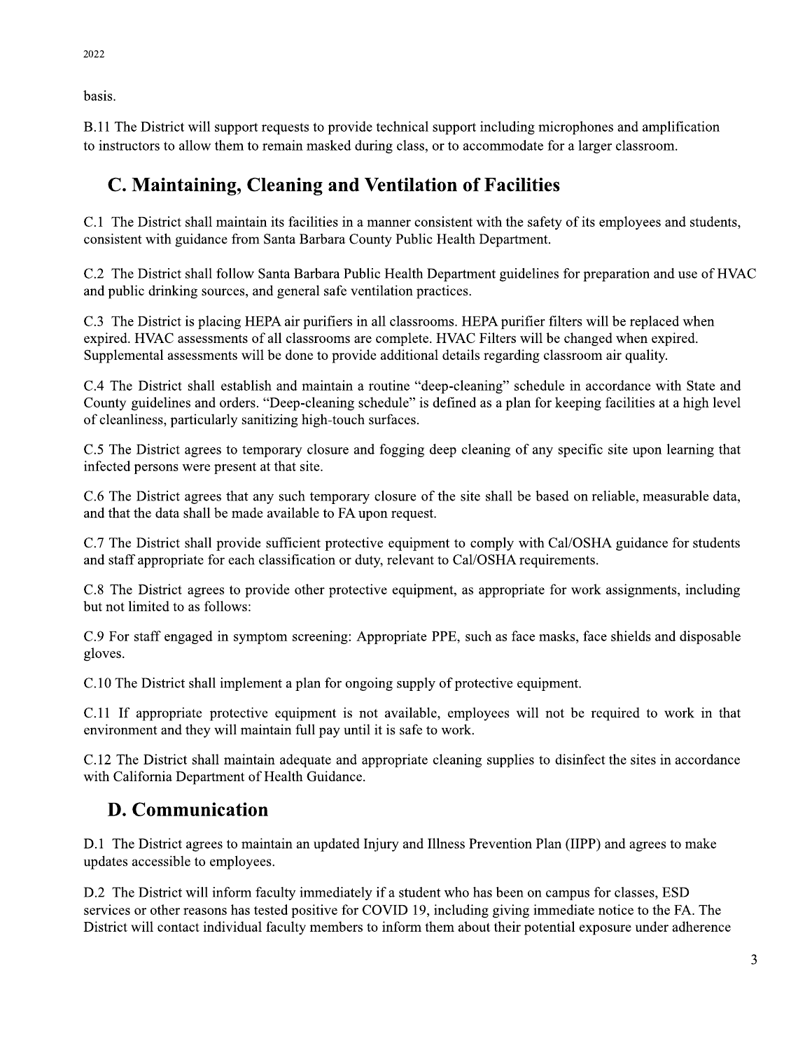basis.

B.11 The District will support requests to provide technical support including microphones and amplification to instructors to allow them to remain masked during class, or to accommodate for a larger classroom.

## C. Maintaining, Cleaning and Ventilation of Facilities

C.1 The District shall maintain its facilities in a manner consistent with the safety of its employees and students, consistent with guidance from Santa Barbara County Public Health Department.

C.2 The District shall follow Santa Barbara Public Health Department guidelines for preparation and use of HVAC and public drinking sources, and general safe ventilation practices.

C.3 The District is placing HEPA air purifiers in all classrooms. HEPA purifier filters will be replaced when expired. HVAC assessments of all classrooms are complete. HVAC Filters will be changed when expired. Supplemental assessments will be done to provide additional details regarding classroom air quality.

C.4 The District shall establish and maintain a routine "deep-cleaning" schedule in accordance with State and County guidelines and orders. "Deep-cleaning schedule" is defined as a plan for keeping facilities at a high level of cleanliness, particularly sanitizing high-touch surfaces.

C.5 The District agrees to temporary closure and fogging deep cleaning of any specific site upon learning that infected persons were present at that site.

C.6 The District agrees that any such temporary closure of the site shall be based on reliable, measurable data, and that the data shall be made available to FA upon request.

C.7 The District shall provide sufficient protective equipment to comply with Cal/OSHA guidance for students and staff appropriate for each classification or duty, relevant to Cal/OSHA requirements.

C.8 The District agrees to provide other protective equipment, as appropriate for work assignments, including but not limited to as follows:

C.9 For staff engaged in symptom screening: Appropriate PPE, such as face masks, face shields and disposable gloves.

C.10 The District shall implement a plan for ongoing supply of protective equipment.

C.11 If appropriate protective equipment is not available, employees will not be required to work in that environment and they will maintain full pay until it is safe to work.

C.12 The District shall maintain adequate and appropriate cleaning supplies to disinfect the sites in accordance with California Department of Health Guidance.

## D. Communication

D.1 The District agrees to maintain an updated Injury and Illness Prevention Plan (IIPP) and agrees to make updates accessible to employees.

D.2 The District will inform faculty immediately if a student who has been on campus for classes, ESD services or other reasons has tested positive for COVID 19, including giving immediate notice to the FA. The District will contact individual faculty members to inform them about their potential exposure under adherence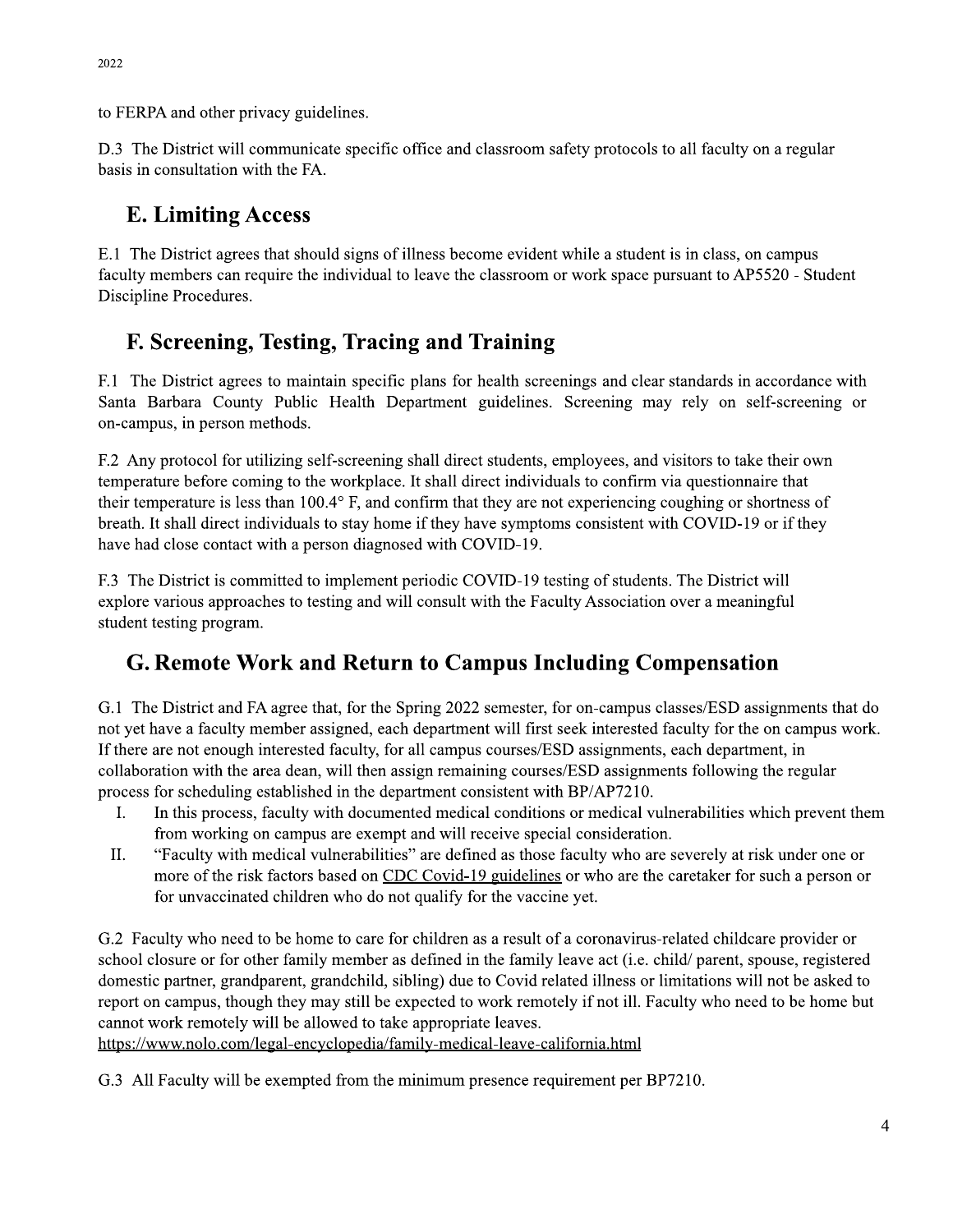to FERPA and other privacy guidelines.

D.3 The District will communicate specific office and classroom safety protocols to all faculty on a regular basis in consultation with the FA.

## E. Limiting Access

E.1 The District agrees that should signs of illness become evident while a student is in class, on campus faculty members can require the individual to leave the classroom or work space pursuant to AP5520 - Student Discipline Procedures.

## F. Screening, Testing, Tracing and Training

F.1 The District agrees to maintain specific plans for health screenings and clear standards in accordance with Santa Barbara County Public Health Department guidelines. Screening may rely on self-screening or on-campus, in person methods.

F.2 Any protocol for utilizing self-screening shall direct students, employees, and visitors to take their own temperature before coming to the workplace. It shall direct individuals to confirm via questionnaire that their temperature is less than 100.4° F, and confirm that they are not experiencing coughing or shortness of breath. It shall direct individuals to stay home if they have symptoms consistent with COVID-19 or if they have had close contact with a person diagnosed with COVID-19.

F.3 The District is committed to implement periodic COVID-19 testing of students. The District will explore various approaches to testing and will consult with the Faculty Association over a meaningful student testing program.

## G. Remote Work and Return to Campus Including Compensation

G.1 The District and FA agree that, for the Spring 2022 semester, for on-campus classes/ESD assignments that do not yet have a faculty member assigned, each department will first seek interested faculty for the on campus work. If there are not enough interested faculty, for all campus courses/ESD assignments, each department, in collaboration with the area dean, will then assign remaining courses/ESD assignments following the regular process for scheduling established in the department consistent with BP/AP7210.

I. In this process, faculty with documented medical conditions or medical vulnerabilities which prevent them from working on campus are exempt and will receive special consideration.

II. "Faculty with medical vulnerabilities" are defined as those faculty who are severely at risk under one or more of the risk factors based on CDC Covid-19 guidelines or who are the caretaker for such a person or for unvaccinated children who do not qualify for the vaccine yet.

G.2 Faculty who need to be home to care for children as a result of a coronavirus-related childcare provider or school closure or for other family member as defined in the family leave act (i.e. child/ parent, spouse, registered domestic partner, grandparent, grandchild, sibling) due to Covid related illness or limitations will not be asked to report on campus, though they may still be expected to work remotely if not ill. Faculty who need to be home but cannot work remotely will be allowed to take appropriate leaves. https://www.nolo.com/legal-encyclopedia/family-medical-leave-california.html

G.3 All Faculty will be exempted from the minimum presence requirement per BP7210.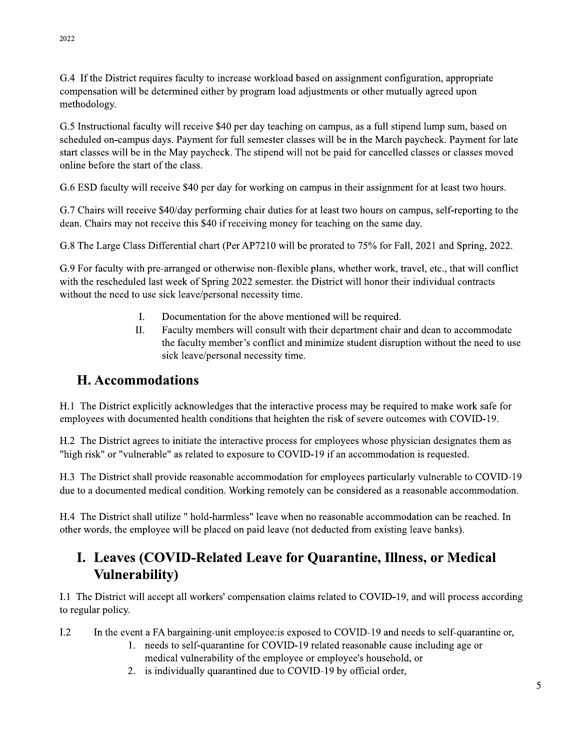G.4 If the District requires faculty to increase workload based on assignment configuration, appropriate compensation will be determined either by program load adjustments or other mutually agreed upon methodology.

G.5 Instructional faculty will receive $40 per day teaching on campus, as a full stipend lump sum, based on scheduled on-campus days. Payment for full semester classes will be in the March paycheck. Payment for late start classes will be in the May paycheck. The stipend will not be paid for cancelled classes or classes moved online before the start of the class.

G.6 ESD faculty will receive $40 per day for working on campus in their assignment for at least two hours.

G.7 Chairs will receive $40/day performing chair duties for at least two hours on campus, self-reporting to the dean. Chairs may not receive this $40 if receiving money for teaching on the same day.

G.8 The Large Class Differential chart (Per AP7210 will be prorated to 75% for Fall, 2021 and Spring, 2022.

G.9 For faculty with pre-arranged or otherwise non-flexible plans, whether work, travel, etc., that will conflict with the rescheduled last week of Spring 2022 semester. the District will honor their individual contracts without the need to use sick leave/personal necessity time.

I. Documentation for the above mentioned will be required.
II. Faculty members will consult with their department chair and dean to accommodate the faculty member's conflict and minimize student disruption without the need to use sick leave/personal necessity time.

## H. Accommodations

H.1 The District explicitly acknowledges that the interactive process may be required to make work safe for employees with documented health conditions that heighten the risk of severe outcomes with COVID-19.

H.2 The District agrees to initiate the interactive process for employees whose physician designates them as "high risk" or "vulnerable" as related to exposure to COVID-19 if an accommodation is requested.

H.3 The District shall provide reasonable accommodation for employees particularly vulnerable to COVID-19 due to a documented medical condition. Working remotely can be considered as a reasonable accommodation.

H.4 The District shall utilize " hold-harmless" leave when no reasonable accommodation can be reached. In other words, the employee will be placed on paid leave (not deducted from existing leave banks).

## I. Leaves (COVID-Related Leave for Quarantine, Illness, or Medical Vulnerability)

I.1 The District will accept all workers' compensation claims related to COVID-19, and will process according to regular policy.

I.2 In the event a FA bargaining-unit employee:is exposed to COVID-19 and needs to self-quarantine or,

1. needs to self-quarantine for COVID-19 related reasonable cause including age or medical vulnerability of the employee or employee's household, or
2. is individually quarantined due to COVID-19 by official order,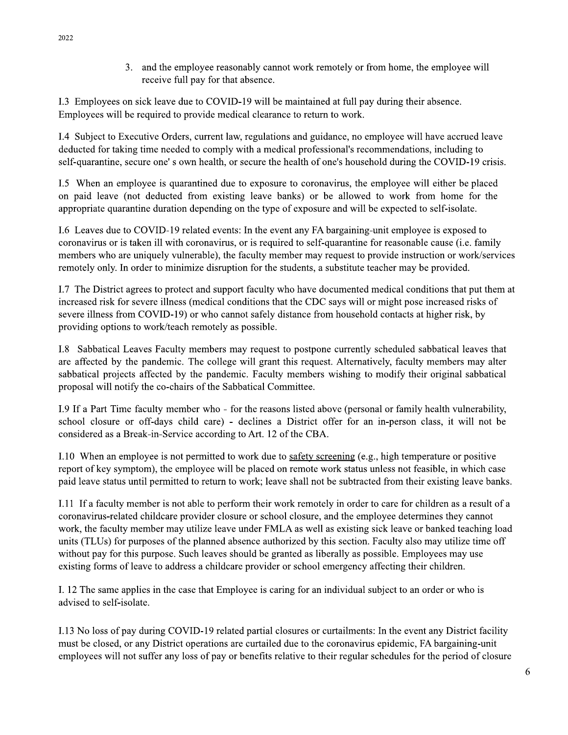3. and the employee reasonably cannot work remotely or from home, the employee will receive full pay for that absence.

I.3 Employees on sick leave due to COVID-19 will be maintained at full pay during their absence. Employees will be required to provide medical clearance to return to work.

I.4 Subject to Executive Orders, current law, regulations and guidance, no employee will have accrued leave deducted for taking time needed to comply with a medical professional's recommendations, including to self-quarantine, secure one' s own health, or secure the health of one's household during the COVID-19 crisis.

I.5 When an employee is quarantined due to exposure to coronavirus, the employee will either be placed on paid leave (not deducted from existing leave banks) or be allowed to work from home for the appropriate quarantine duration depending on the type of exposure and will be expected to self-isolate.

I.6 Leaves due to COVID-19 related events: In the event any FA bargaining-unit employee is exposed to coronavirus or is taken ill with coronavirus, or is required to self-quarantine for reasonable cause (i.e. family members who are uniquely vulnerable), the faculty member may request to provide instruction or work/services remotely only. In order to minimize disruption for the students, a substitute teacher may be provided.

I.7 The District agrees to protect and support faculty who have documented medical conditions that put them at increased risk for severe illness (medical conditions that the CDC says will or might pose increased risks of severe illness from COVID-19) or who cannot safely distance from household contacts at higher risk, by providing options to work/teach remotely as possible.

I.8 Sabbatical Leaves Faculty members may request to postpone currently scheduled sabbatical leaves that are affected by the pandemic. The college will grant this request. Alternatively, faculty members may alter sabbatical projects affected by the pandemic. Faculty members wishing to modify their original sabbatical proposal will notify the co-chairs of the Sabbatical Committee.

I.9 If a Part Time faculty member who - for the reasons listed above (personal or family health vulnerability, school closure or off-days child care) - declines a District offer for an in-person class, it will not be considered as a Break-in-Service according to Art. 12 of the CBA.

I.10 When an employee is not permitted to work due to safety screening (e.g., high temperature or positive report of key symptom), the employee will be placed on remote work status unless not feasible, in which case paid leave status until permitted to return to work; leave shall not be subtracted from their existing leave banks.

I.11 If a faculty member is not able to perform their work remotely in order to care for children as a result of a coronavirus-related childcare provider closure or school closure, and the employee determines they cannot work, the faculty member may utilize leave under FMLA as well as existing sick leave or banked teaching load units (TLUs) for purposes of the planned absence authorized by this section. Faculty also may utilize time off without pay for this purpose. Such leaves should be granted as liberally as possible. Employees may use existing forms of leave to address a childcare provider or school emergency affecting their children.

I. 12 The same applies in the case that Employee is caring for an individual subject to an order or who is advised to self-isolate.

I.13 No loss of pay during COVID-19 related partial closures or curtailments: In the event any District facility must be closed, or any District operations are curtailed due to the coronavirus epidemic, FA bargaining-unit employees will not suffer any loss of pay or benefits relative to their regular schedules for the period of closure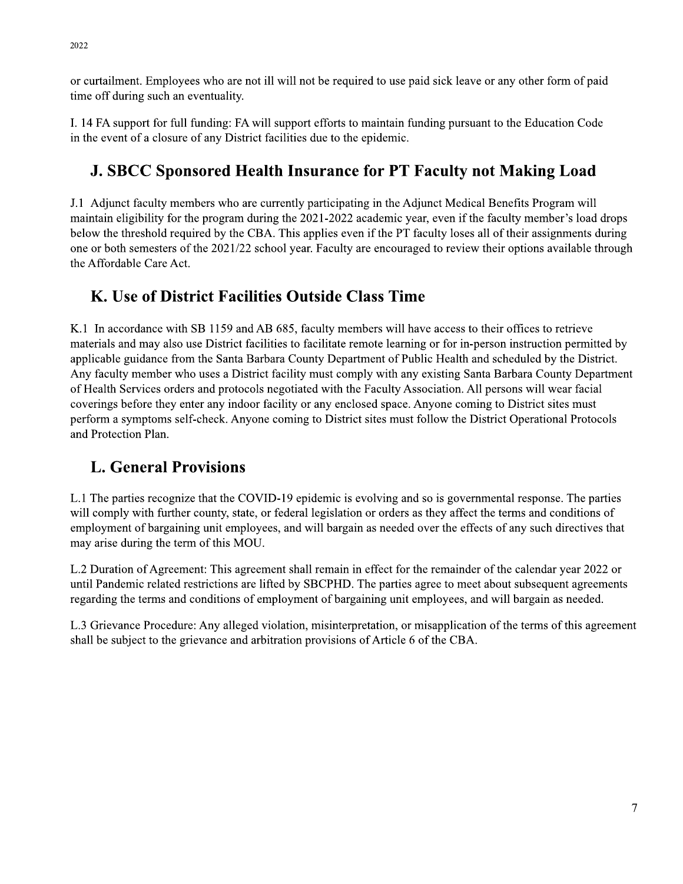or curtailment. Employees who are not ill will not be required to use paid sick leave or any other form of paid time off during such an eventuality.

I. 14 FA support for full funding: FA will support efforts to maintain funding pursuant to the Education Code in the event of a closure of any District facilities due to the epidemic.

## J. SBCC Sponsored Health Insurance for PT Faculty not Making Load

J.1 Adjunct faculty members who are currently participating in the Adjunct Medical Benefits Program will maintain eligibility for the program during the 2021-2022 academic year, even if the faculty member's load drops below the threshold required by the CBA. This applies even if the PT faculty loses all of their assignments during one or both semesters of the 2021/22 school year. Faculty are encouraged to review their options available through the Affordable Care Act.

## K. Use of District Facilities Outside Class Time

K.1 In accordance with SB 1159 and AB 685, faculty members will have access to their offices to retrieve materials and may also use District facilities to facilitate remote learning or for in-person instruction permitted by applicable guidance from the Santa Barbara County Department of Public Health and scheduled by the District. Any faculty member who uses a District facility must comply with any existing Santa Barbara County Department of Health Services orders and protocols negotiated with the Faculty Association. All persons will wear facial coverings before they enter any indoor facility or any enclosed space. Anyone coming to District sites must perform a symptoms self-check. Anyone coming to District sites must follow the District Operational Protocols and Protection Plan.

## L. General Provisions

L.1 The parties recognize that the COVID-19 epidemic is evolving and so is governmental response. The parties will comply with further county, state, or federal legislation or orders as they affect the terms and conditions of employment of bargaining unit employees, and will bargain as needed over the effects of any such directives that may arise during the term of this MOU.

L.2 Duration of Agreement: This agreement shall remain in effect for the remainder of the calendar year 2022 or until Pandemic related restrictions are lifted by SBCPHD. The parties agree to meet about subsequent agreements regarding the terms and conditions of employment of bargaining unit employees, and will bargain as needed.

L.3 Grievance Procedure: Any alleged violation, misinterpretation, or misapplication of the terms of this agreement shall be subject to the grievance and arbitration provisions of Article 6 of the CBA.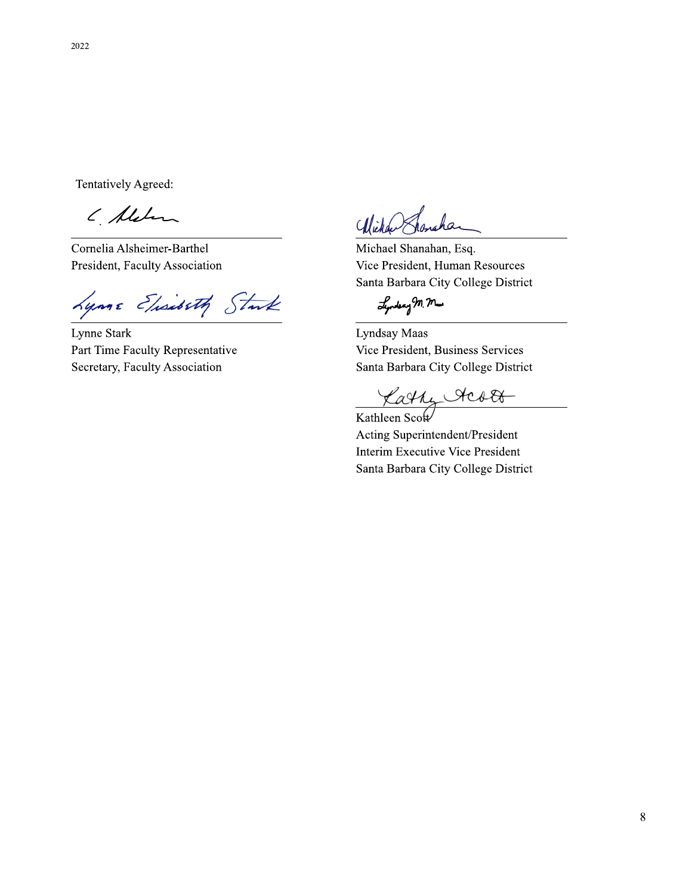Tentatively Agreed:

Cornelia Alsheimer-Barthel
President, Faculty Association

Lynne Stark
Part Time Faculty Representative
Secretary, Faculty Association

Michael Shanahan, Esq.
Vice President, Human Resources
Santa Barbara City College District

Lyndsay Maas
Vice President, Business Services
Santa Barbara City College District

Kathleen Scott
Acting Superintendent/President
Interim Executive Vice President
Santa Barbara City College District